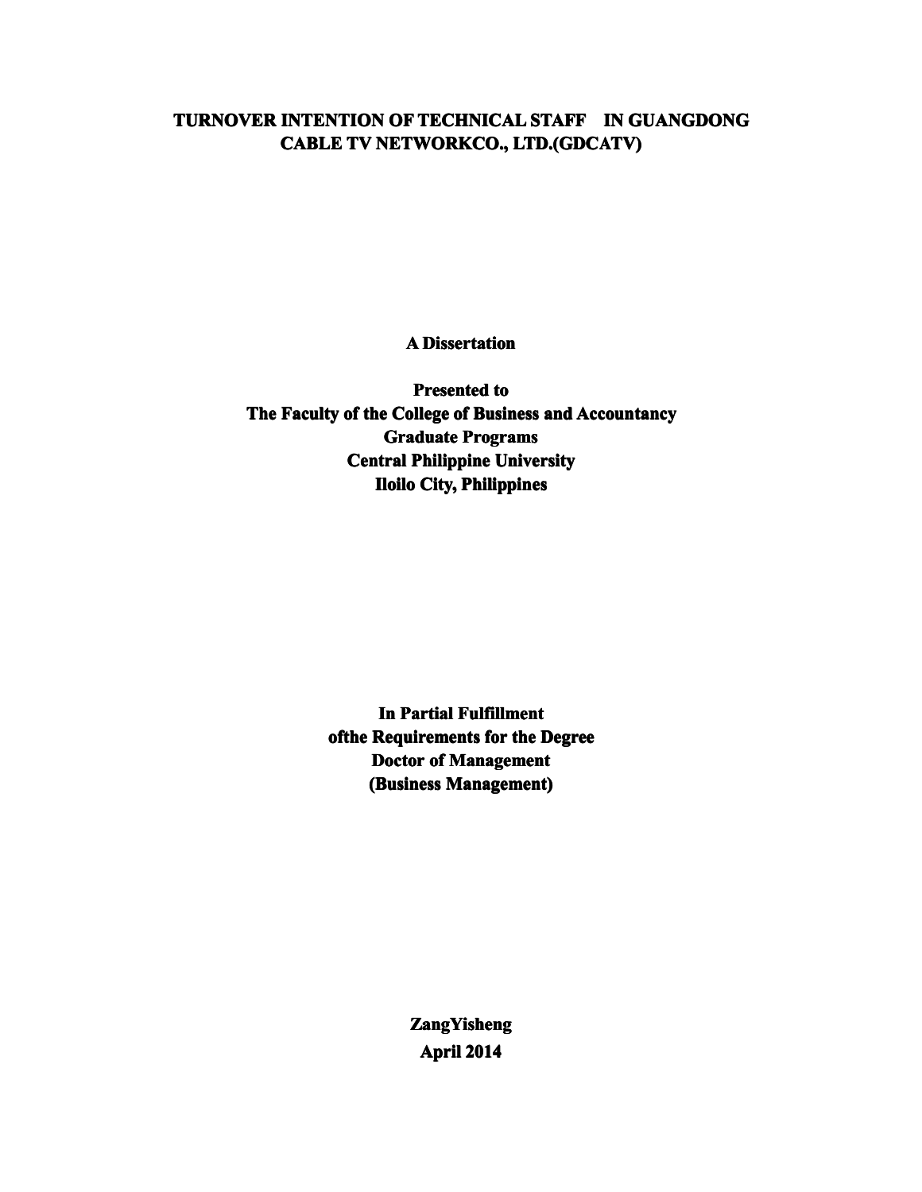# TURNOVER INTENTION OF TECHNICAL STAFF IN GUANGDONG CABLE TV NETWORKCO., LTD.(GDCATV)

**A Dissertation**

**Presented to**
**The Faculty of the College of Business and Accountancy**
**Graduate Programs**
**Central Philippine University**
**Iloilo City, Philippines**

**In Partial Fulfillment**
**ofthe Requirements for the Degree**
**Doctor of Management**
**(Business Management)**

**ZangYisheng**
**April 2014**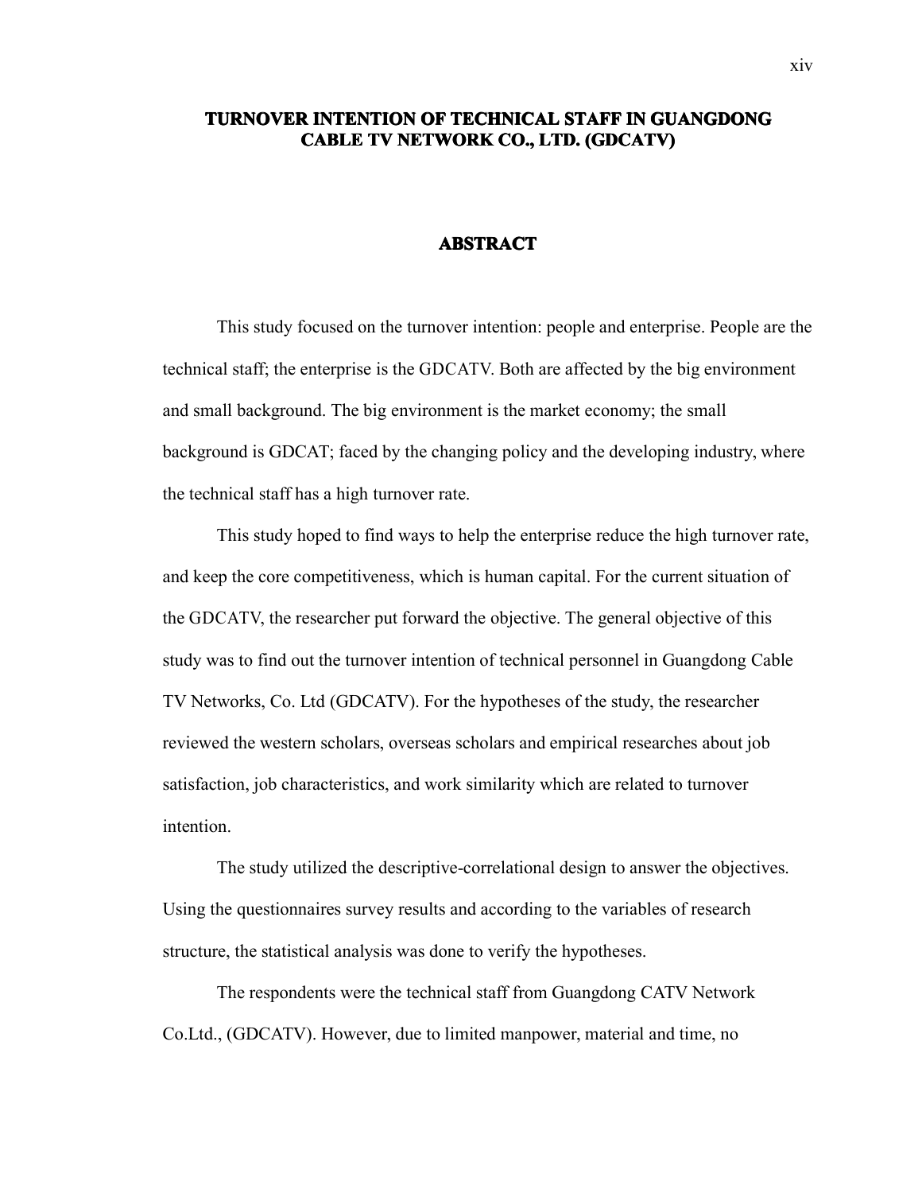# TURNOVER INTENTION OF TECHNICAL STAFF IN GUANGDONG CABLE TV NETWORK CO., LTD. (GDCATV)

## ABSTRACT

This study focused on the turnover intention: people and enterprise. People are the technical staff; the enterprise is the GDCATV. Both are affected by the big environment and small background. The big environment is the market economy; the small background is GDCAT; faced by the changing policy and the developing industry, where the technical staff has a high turnover rate.

This study hoped to find ways to help the enterprise reduce the high turnover rate, and keep the core competitiveness, which is human capital. For the current situation of the GDCATV, the researcher put forward the objective. The general objective of this study was to find out the turnover intention of technical personnel in Guangdong Cable TV Networks, Co. Ltd (GDCATV). For the hypotheses of the study, the researcher reviewed the western scholars, overseas scholars and empirical researches about job satisfaction, job characteristics, and work similarity which are related to turnover intention.

The study utilized the descriptive-correlational design to answer the objectives. Using the questionnaires survey results and according to the variables of research structure, the statistical analysis was done to verify the hypotheses.

The respondents were the technical staff from Guangdong CATV Network Co.Ltd., (GDCATV). However, due to limited manpower, material and time, no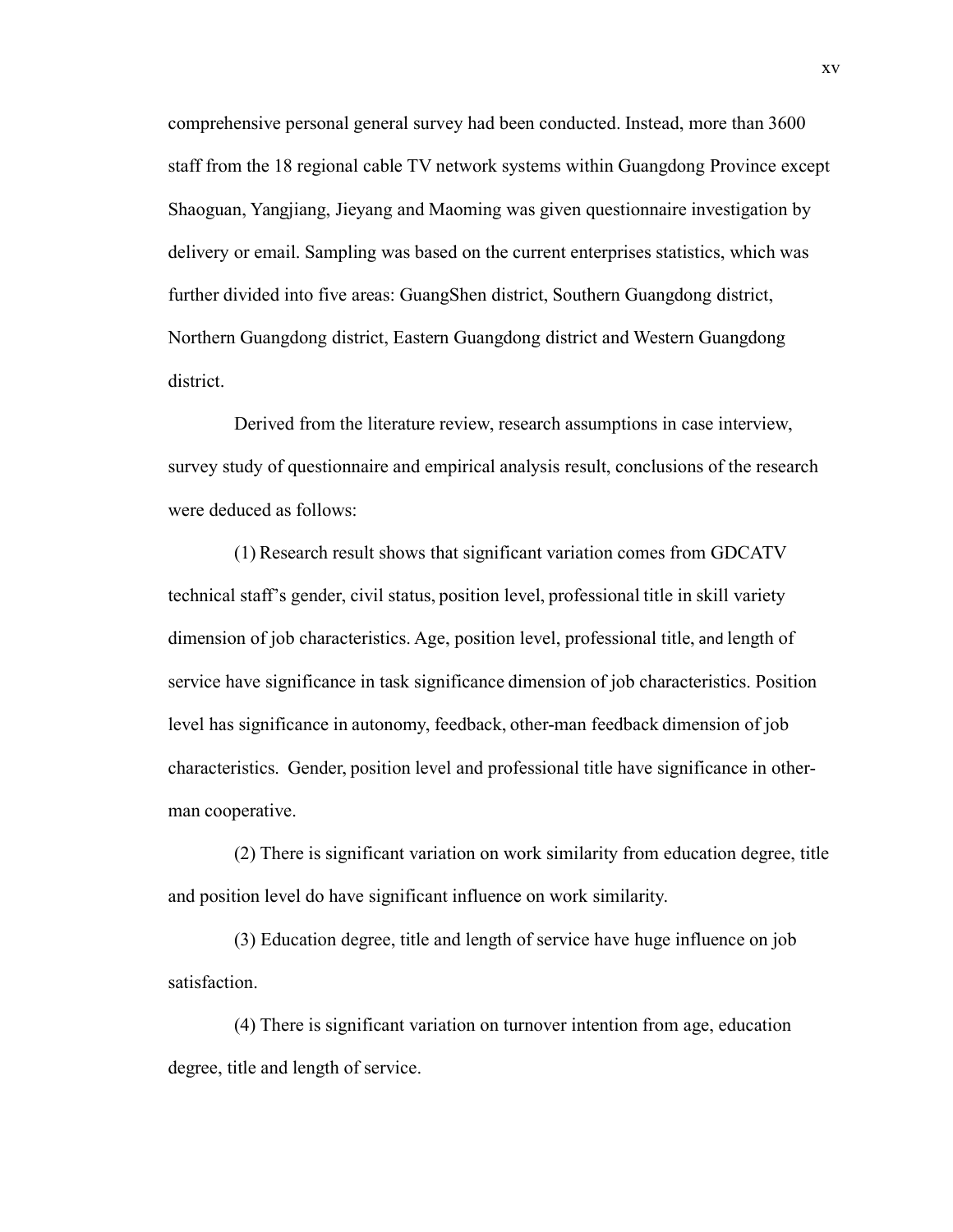comprehensive personal general survey had been conducted. Instead, more than 3600 staff from the 18 regional cable TV network systems within Guangdong Province except Shaoguan, Yangjiang, Jieyang and Maoming was given questionnaire investigation by delivery or email. Sampling was based on the current enterprises statistics, which was further divided into five areas: GuangShen district, Southern Guangdong district, Northern Guangdong district, Eastern Guangdong district and Western Guangdong district.

Derived from the literature review, research assumptions in case interview, survey study of questionnaire and empirical analysis result, conclusions of the research were deduced as follows:

(1) Research result shows that significant variation comes from GDCATV technical staff's gender, civil status, position level, professional title in skill variety dimension of job characteristics. Age, position level, professional title, and length of service have significance in task significance dimension of job characteristics. Position level has significance in autonomy, feedback, other-man feedback dimension of job characteristics. Gender, position level and professional title have significance in other-man cooperative.

(2) There is significant variation on work similarity from education degree, title and position level do have significant influence on work similarity.

(3) Education degree, title and length of service have huge influence on job satisfaction.

(4) There is significant variation on turnover intention from age, education degree, title and length of service.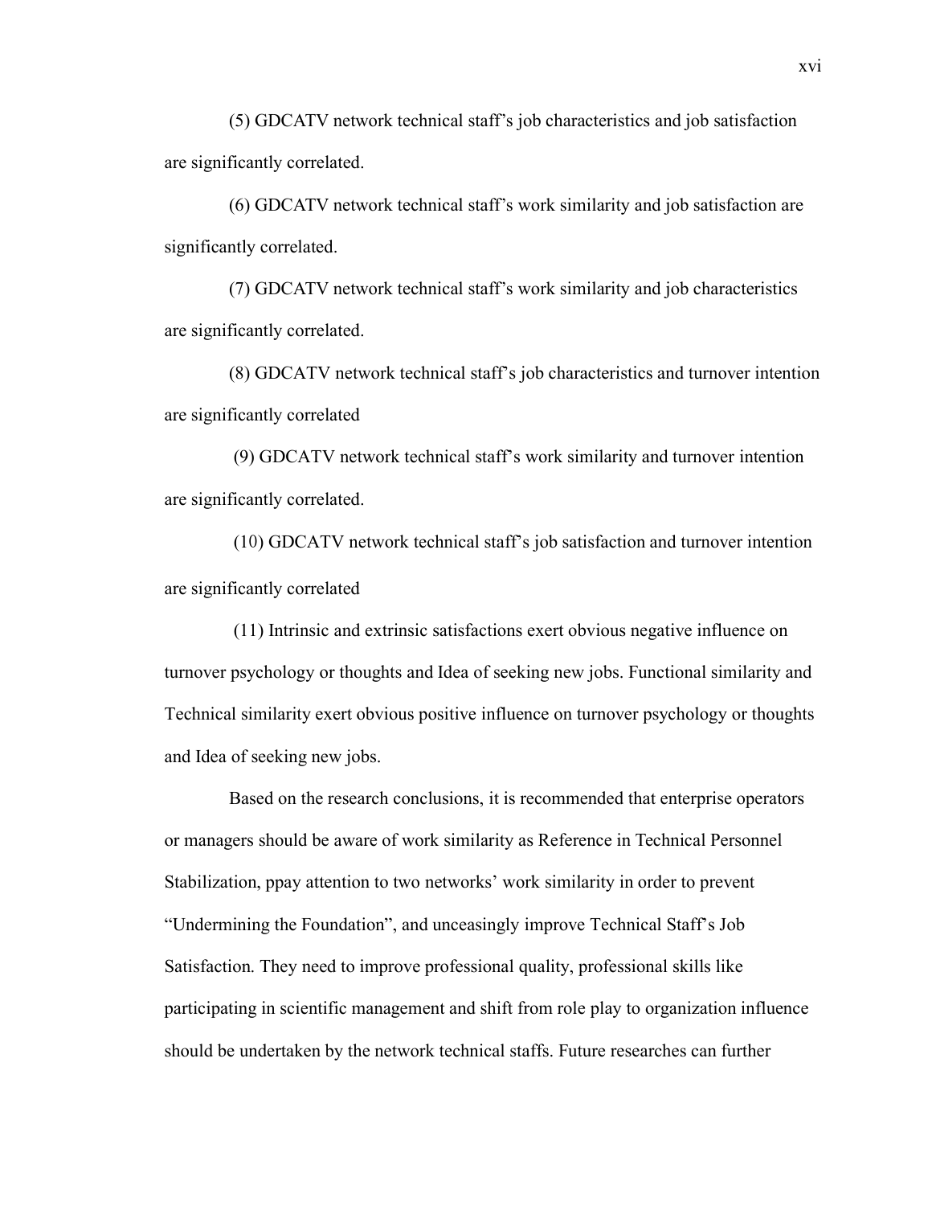(5) GDCATV network technical staff's job characteristics and job satisfaction are significantly correlated.

(6) GDCATV network technical staff's work similarity and job satisfaction are significantly correlated.

(7) GDCATV network technical staff's work similarity and job characteristics are significantly correlated.

(8) GDCATV network technical staff's job characteristics and turnover intention are significantly correlated

(9) GDCATV network technical staff's work similarity and turnover intention are significantly correlated.

(10) GDCATV network technical staff's job satisfaction and turnover intention are significantly correlated

(11) Intrinsic and extrinsic satisfactions exert obvious negative influence on turnover psychology or thoughts and Idea of seeking new jobs. Functional similarity and Technical similarity exert obvious positive influence on turnover psychology or thoughts and Idea of seeking new jobs.

Based on the research conclusions, it is recommended that enterprise operators or managers should be aware of work similarity as Reference in Technical Personnel Stabilization, ppay attention to two networks' work similarity in order to prevent "Undermining the Foundation", and unceasingly improve Technical Staff's Job Satisfaction. They need to improve professional quality, professional skills like participating in scientific management and shift from role play to organization influence should be undertaken by the network technical staffs. Future researches can further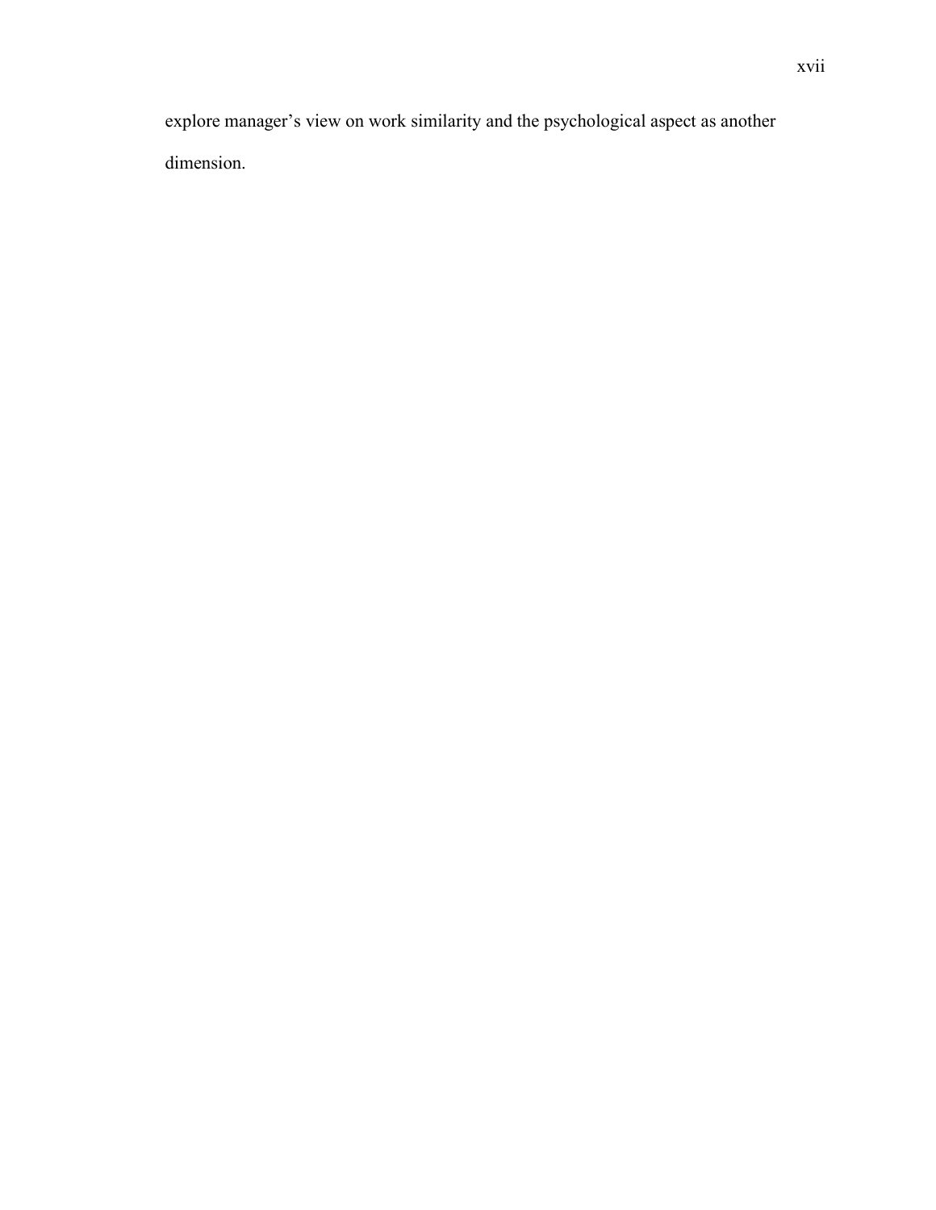explore manager's view on work similarity and the psychological aspect as another dimension.